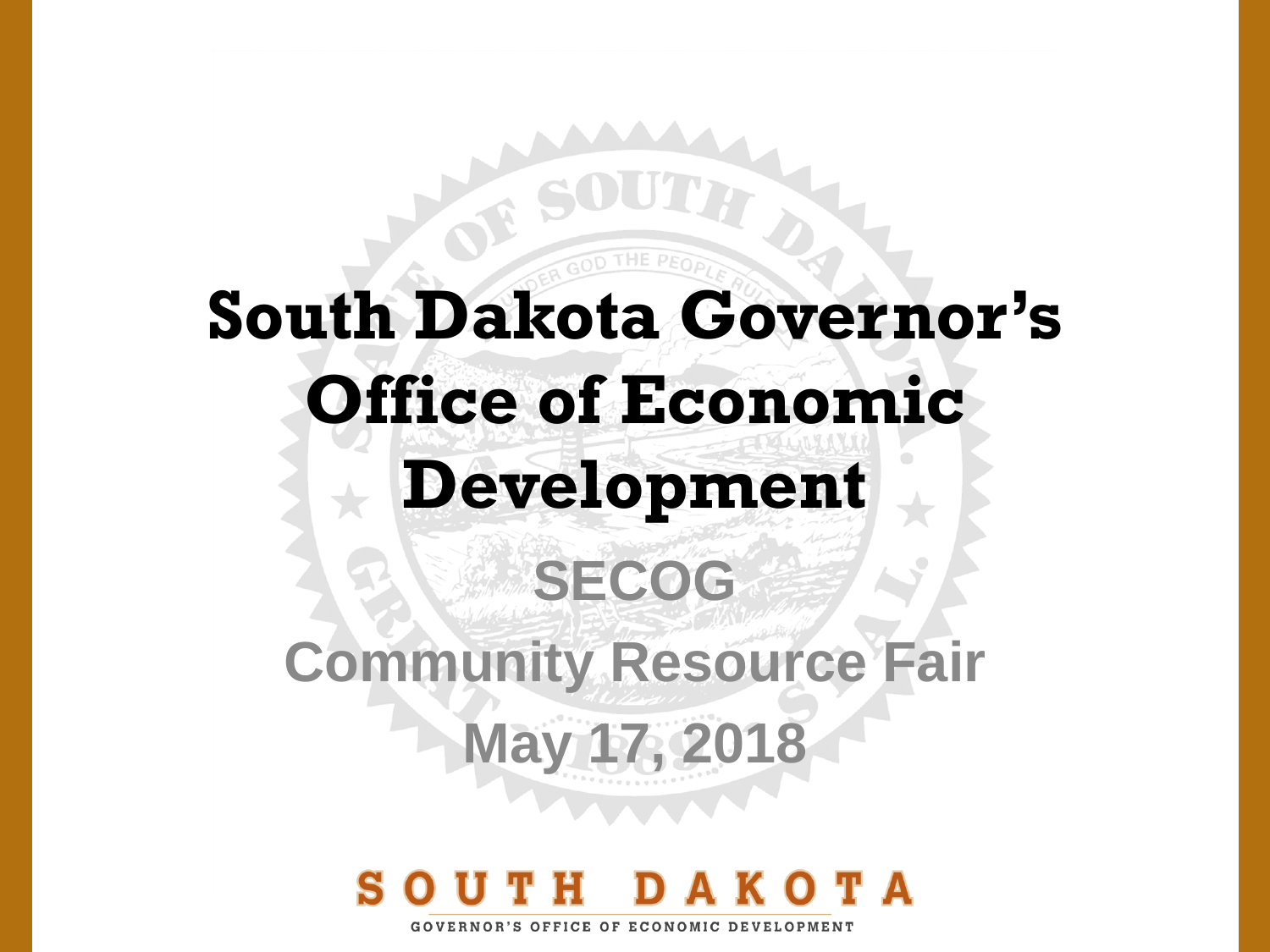# South Dakota Governor's Office of Economic Development

## SECOG

## Community Resource Fair

## May 17, 2018

SOUTH DAKOTA

GOVERNOR'S OFFICE OF ECONOMIC DEVELOPMENT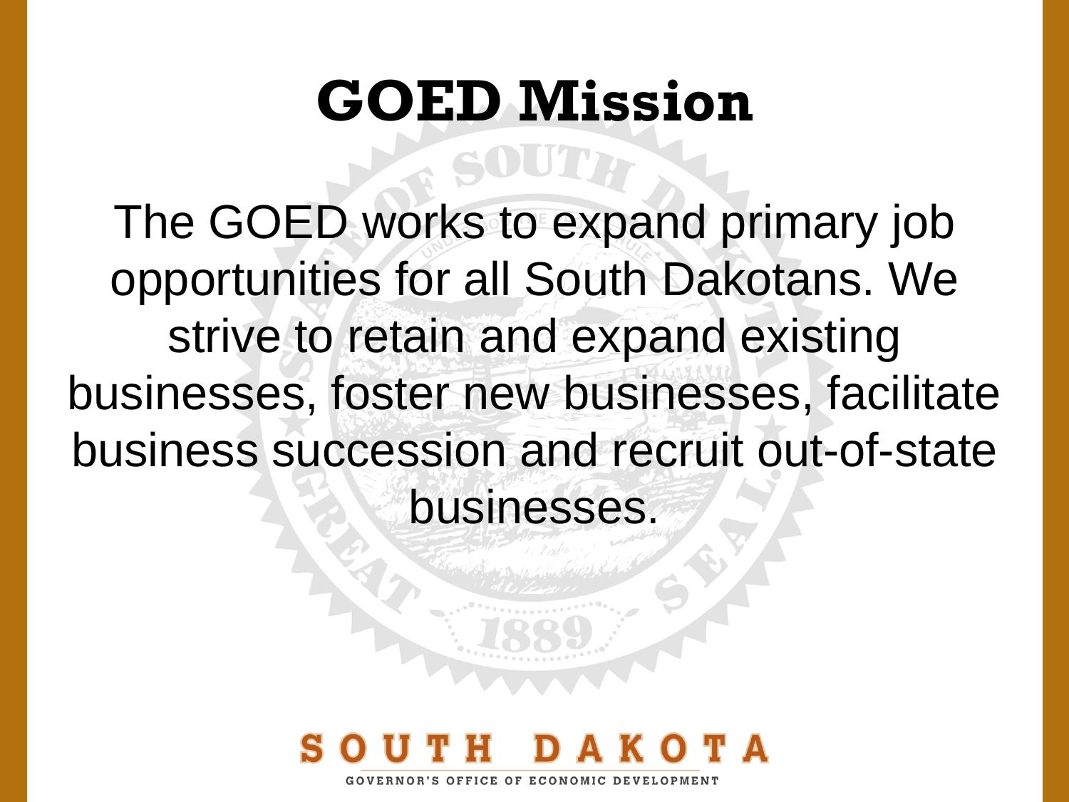# GOED Mission

The GOED works to expand primary job opportunities for all South Dakotans. We strive to retain and expand existing businesses, foster new businesses, facilitate business succession and recruit out-of-state businesses.

SOUTH DAKOTA
GOVERNOR'S OFFICE OF ECONOMIC DEVELOPMENT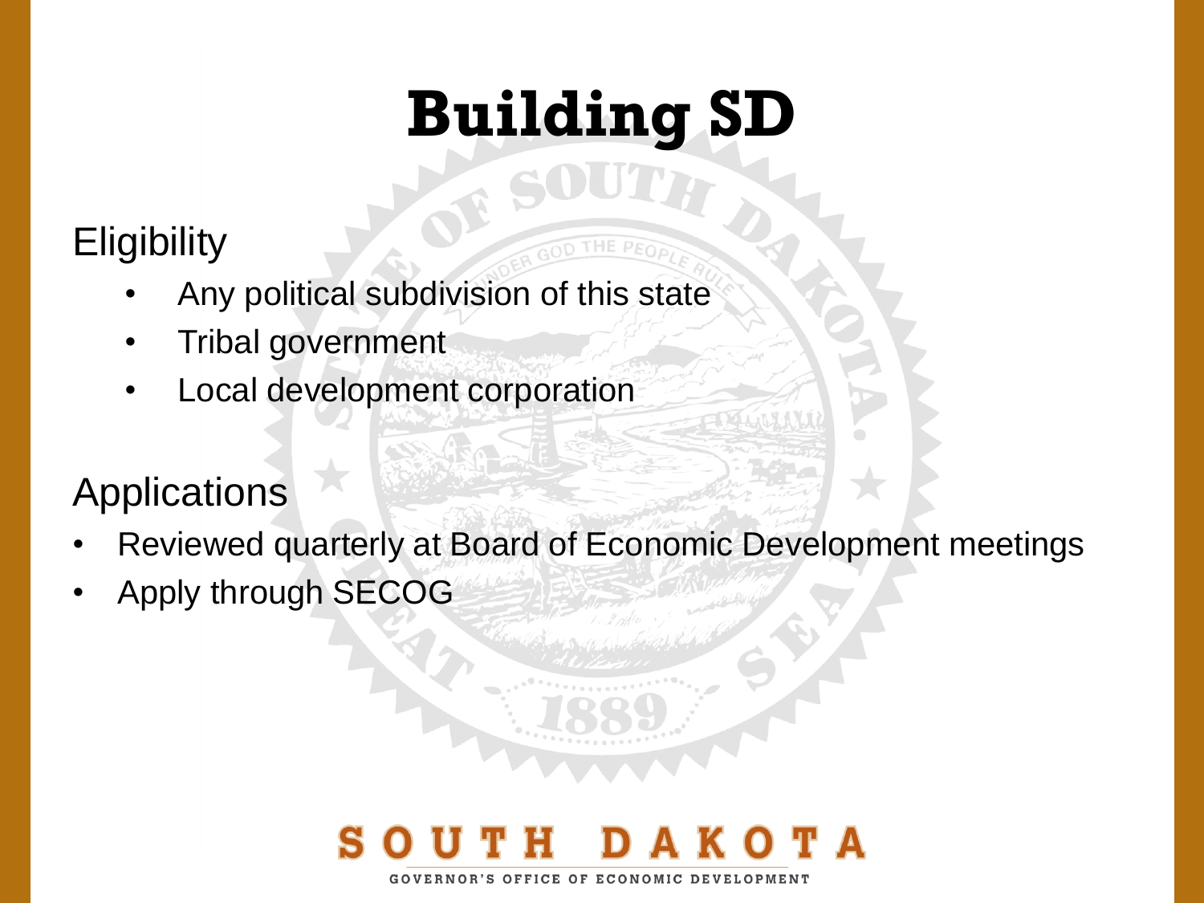# Building SD

## Eligibility

- Any political subdivision of this state
- Tribal government
- Local development corporation

## Applications

- Reviewed quarterly at Board of Economic Development meetings
- Apply through SECOG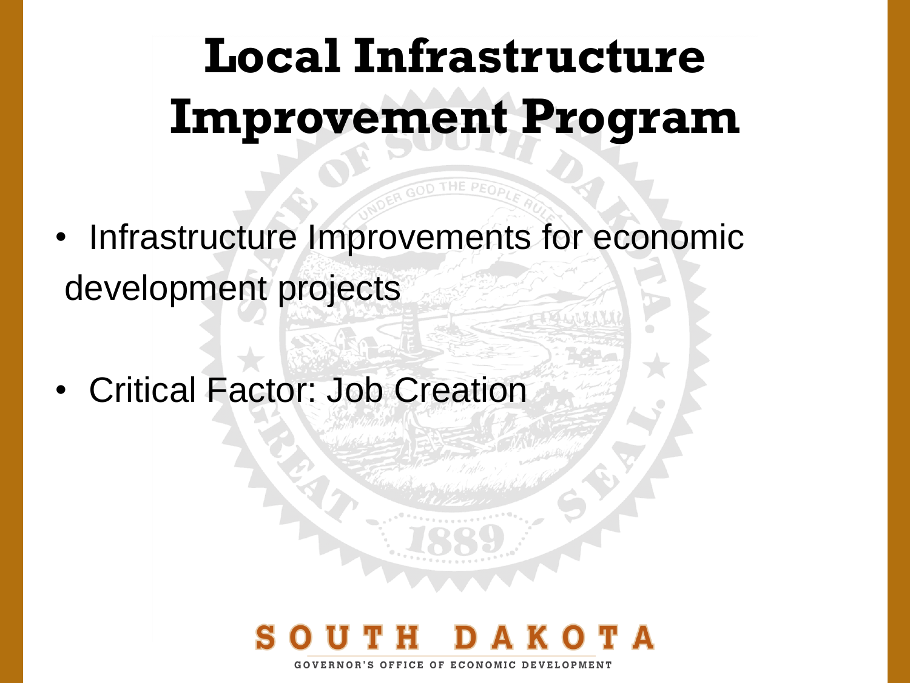# Local Infrastructure Improvement Program

- Infrastructure Improvements for economic development projects
- Critical Factor: Job Creation

SOUTH DAKOTA
GOVERNOR'S OFFICE OF ECONOMIC DEVELOPMENT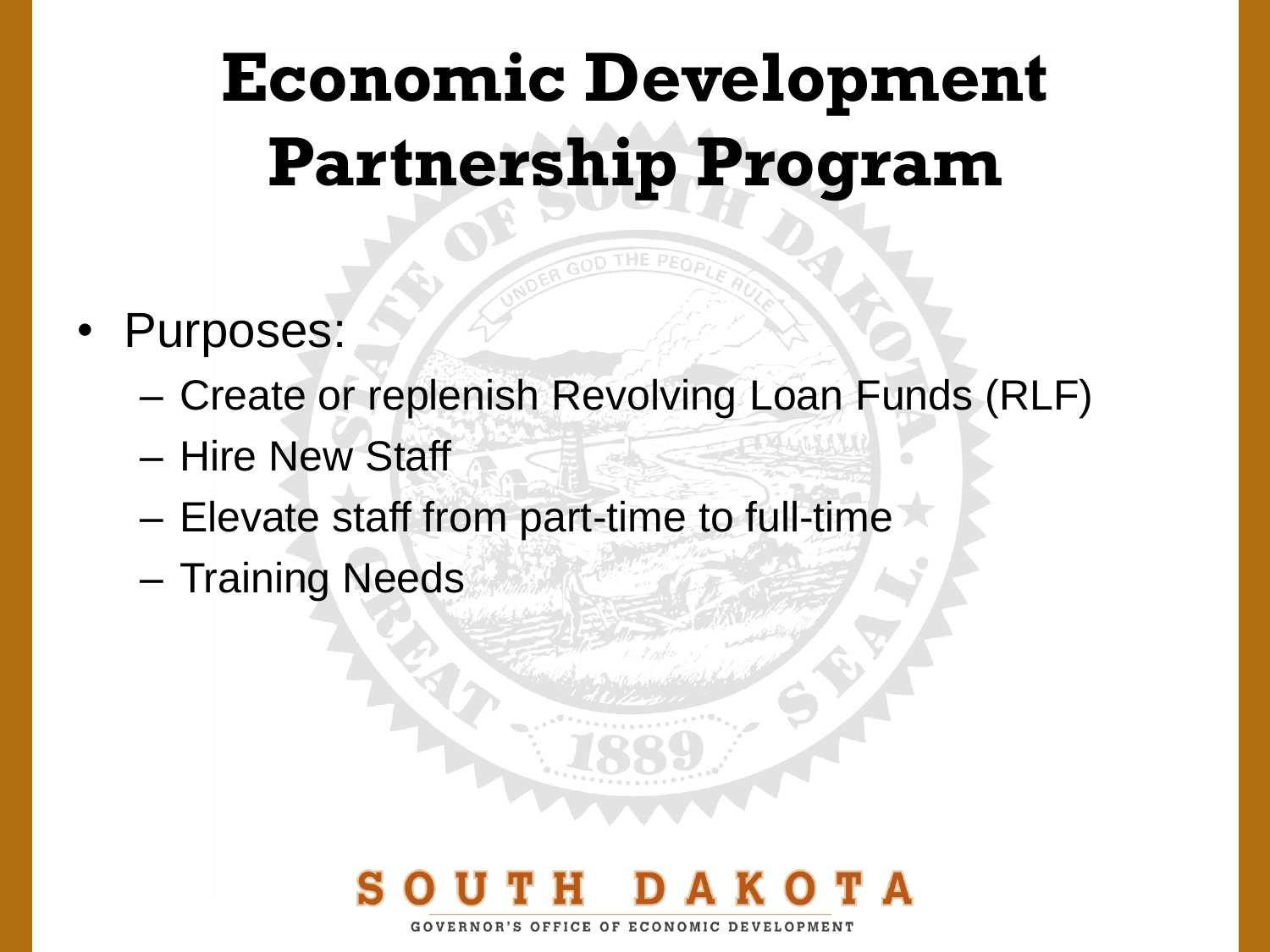# Economic Development Partnership Program

- Purposes:
  - Create or replenish Revolving Loan Funds (RLF)
  - Hire New Staff
  - Elevate staff from part-time to full-time
  - Training Needs

SOUTH DAKOTA

GOVERNOR'S OFFICE OF ECONOMIC DEVELOPMENT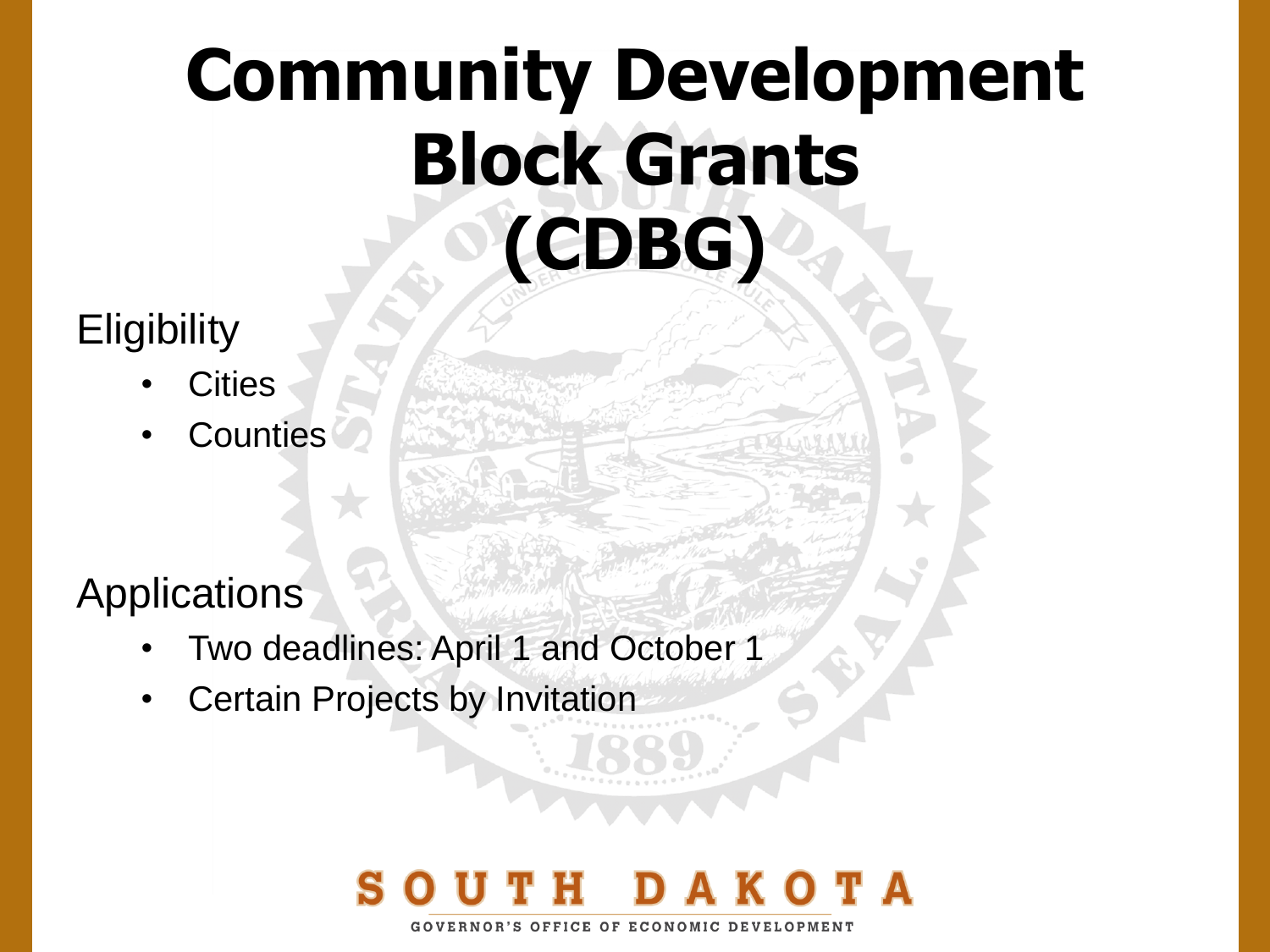# Community Development Block Grants (CDBG)

Eligibility

- Cities
- Counties

Applications

- Two deadlines: April 1 and October 1
- Certain Projects by Invitation

SOUTH DAKOTA

GOVERNOR'S OFFICE OF ECONOMIC DEVELOPMENT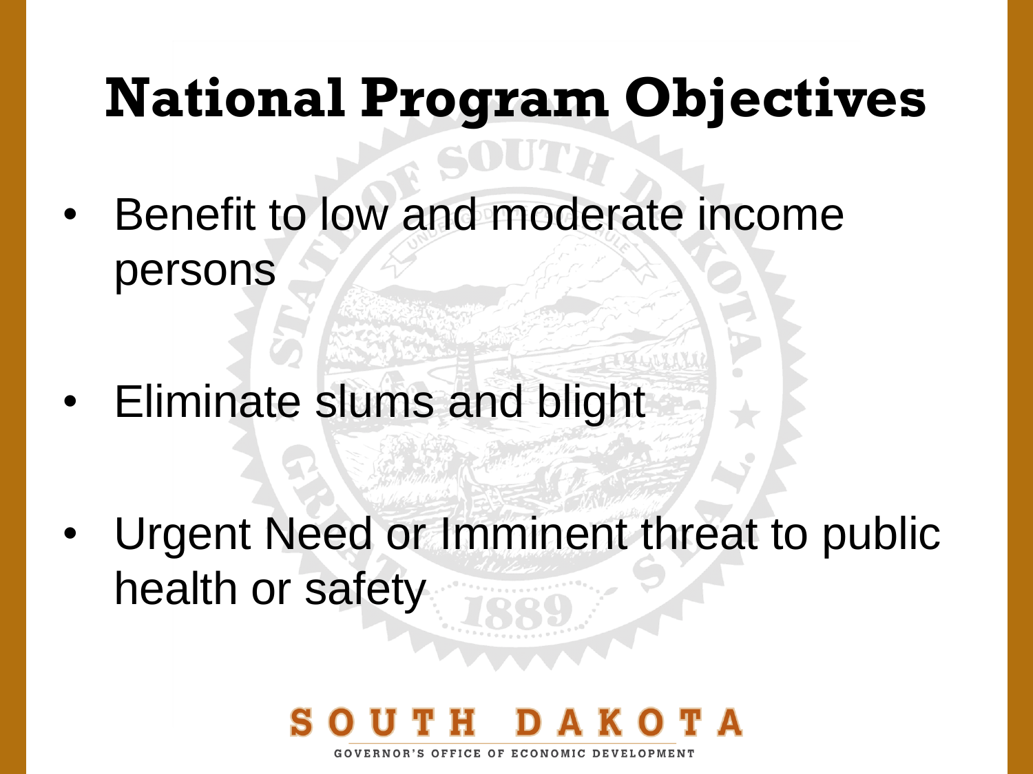# National Program Objectives

- Benefit to low and moderate income persons
- Eliminate slums and blight
- Urgent Need or Imminent threat to public health or safety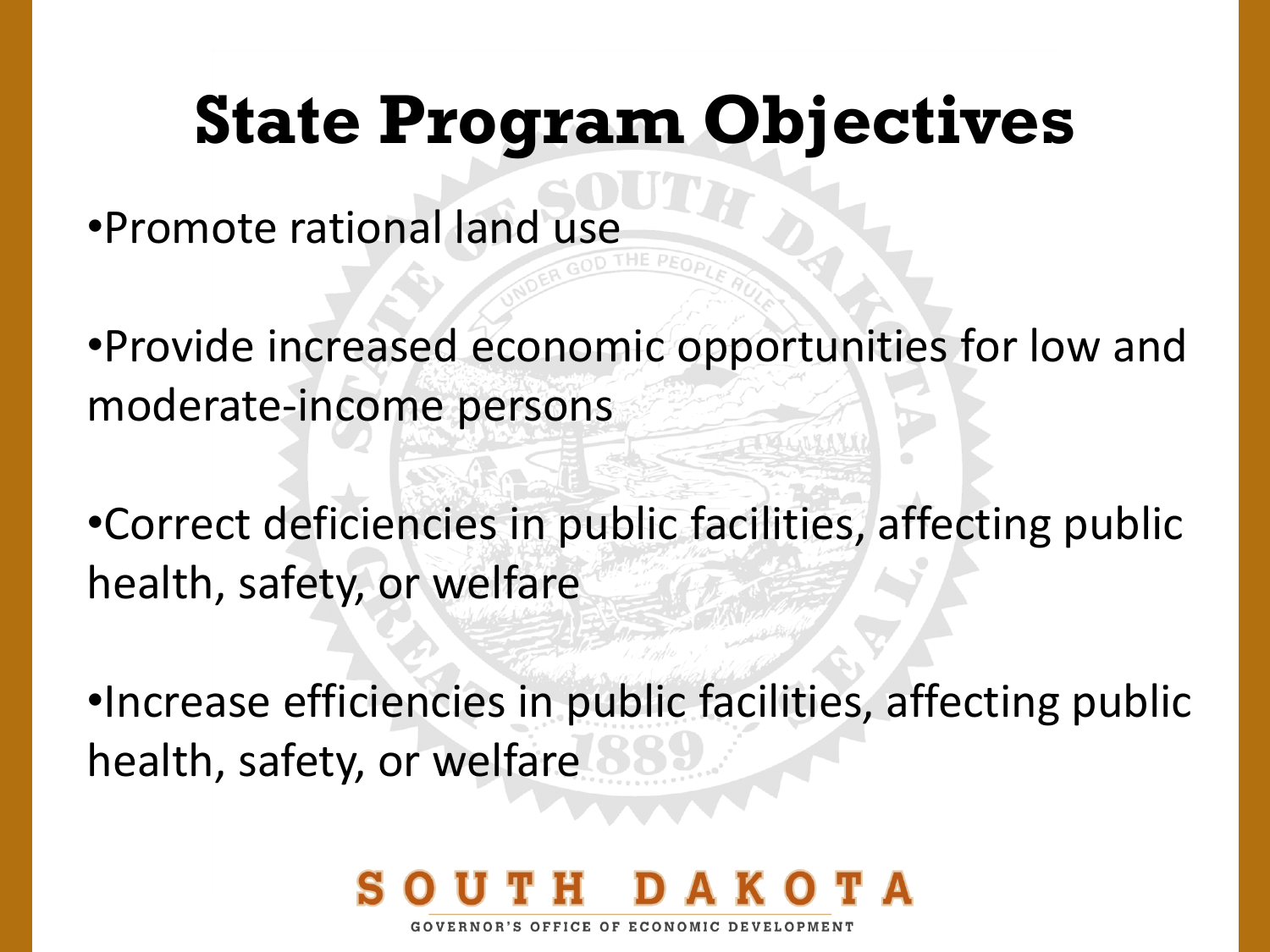# State Program Objectives

- Promote rational land use
- Provide increased economic opportunities for low and moderate-income persons
- Correct deficiencies in public facilities, affecting public health, safety, or welfare
- Increase efficiencies in public facilities, affecting public health, safety, or welfare

SOUTH DAKOTA

GOVERNOR'S OFFICE OF ECONOMIC DEVELOPMENT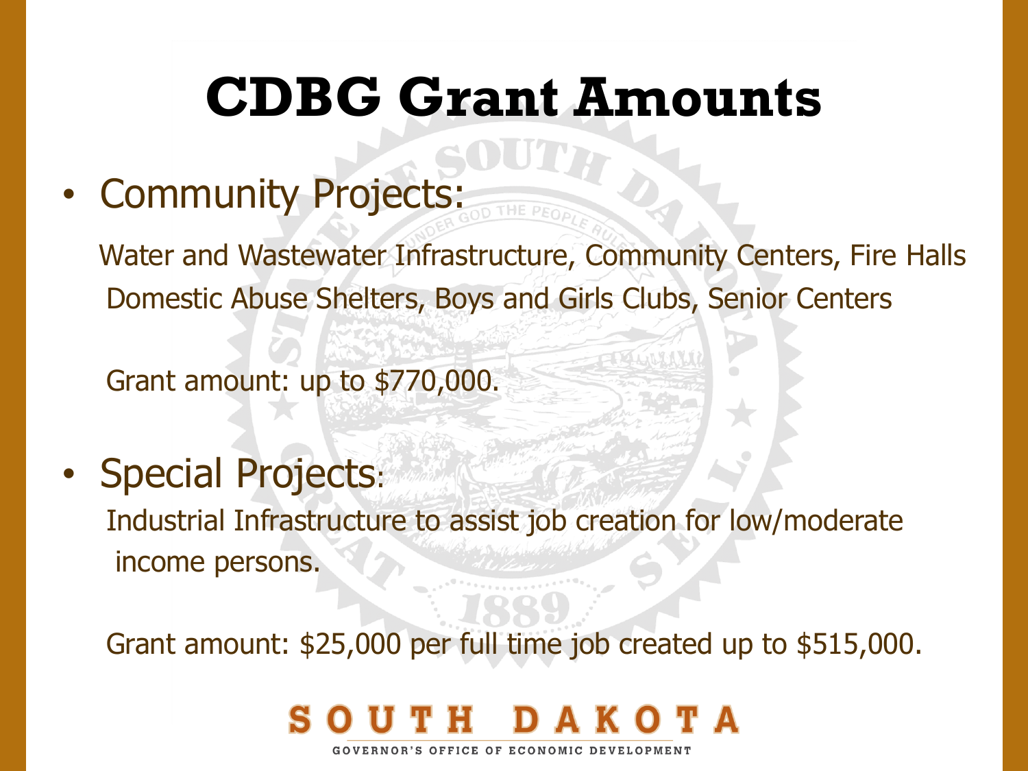# CDBG Grant Amounts

- Community Projects:

  Water and Wastewater Infrastructure, Community Centers, Fire Halls Domestic Abuse Shelters, Boys and Girls Clubs, Senior Centers

  Grant amount: up to $770,000.

- Special Projects:

  Industrial Infrastructure to assist job creation for low/moderate income persons.

  Grant amount: $25,000 per full time job created up to $515,000.

SOUTH DAKOTA

GOVERNOR'S OFFICE OF ECONOMIC DEVELOPMENT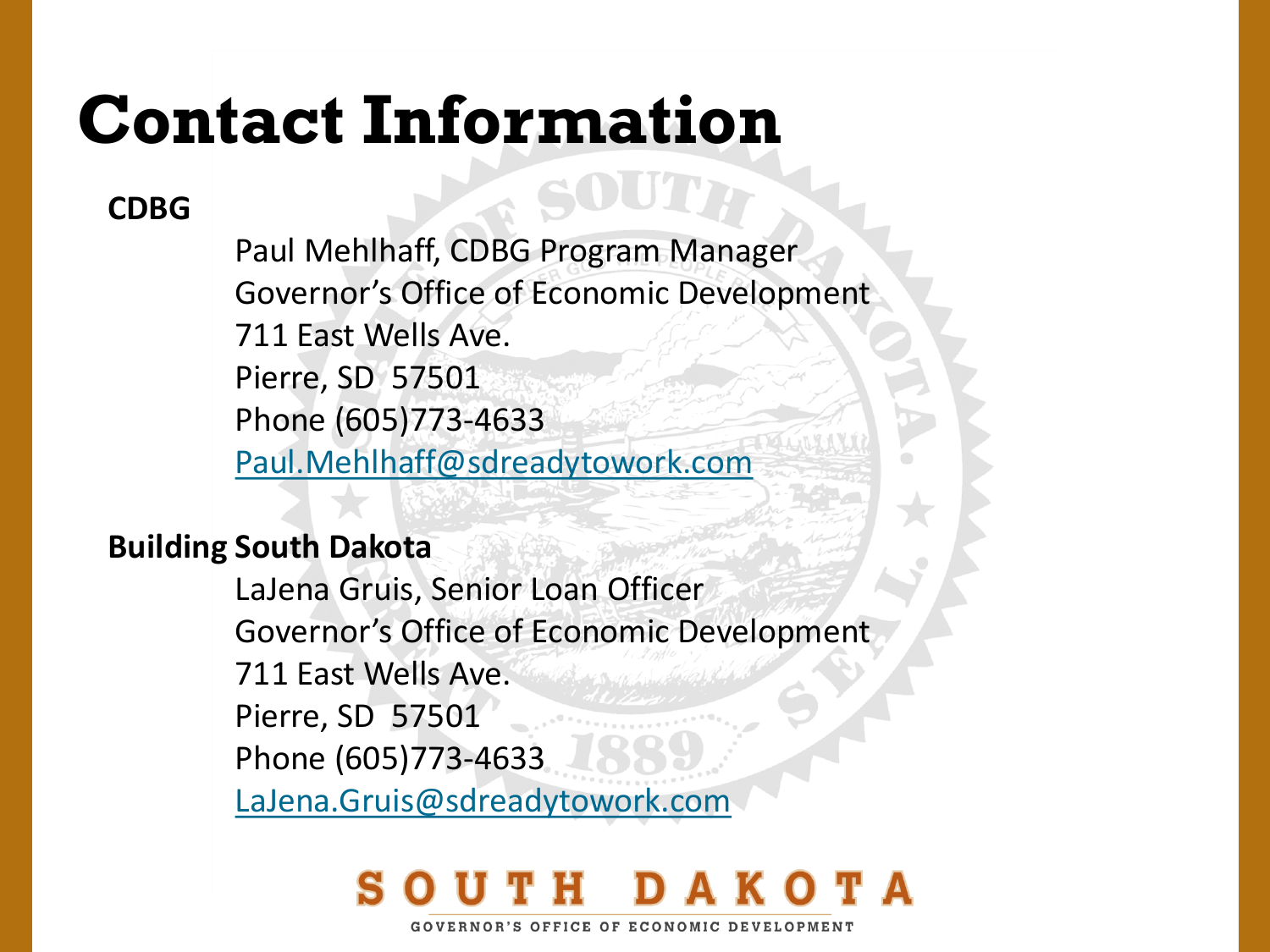# Contact Information

**CDBG**

Paul Mehlhaff, CDBG Program Manager
Governor's Office of Economic Development
711 East Wells Ave.
Pierre, SD 57501
Phone (605)773-4633
Paul.Mehlhaff@sdreadytowork.com

**Building South Dakota**

LaJena Gruis, Senior Loan Officer
Governor's Office of Economic Development
711 East Wells Ave.
Pierre, SD 57501
Phone (605)773-4633
LaJena.Gruis@sdreadytowork.com

SOUTH DAKOTA
GOVERNOR'S OFFICE OF ECONOMIC DEVELOPMENT